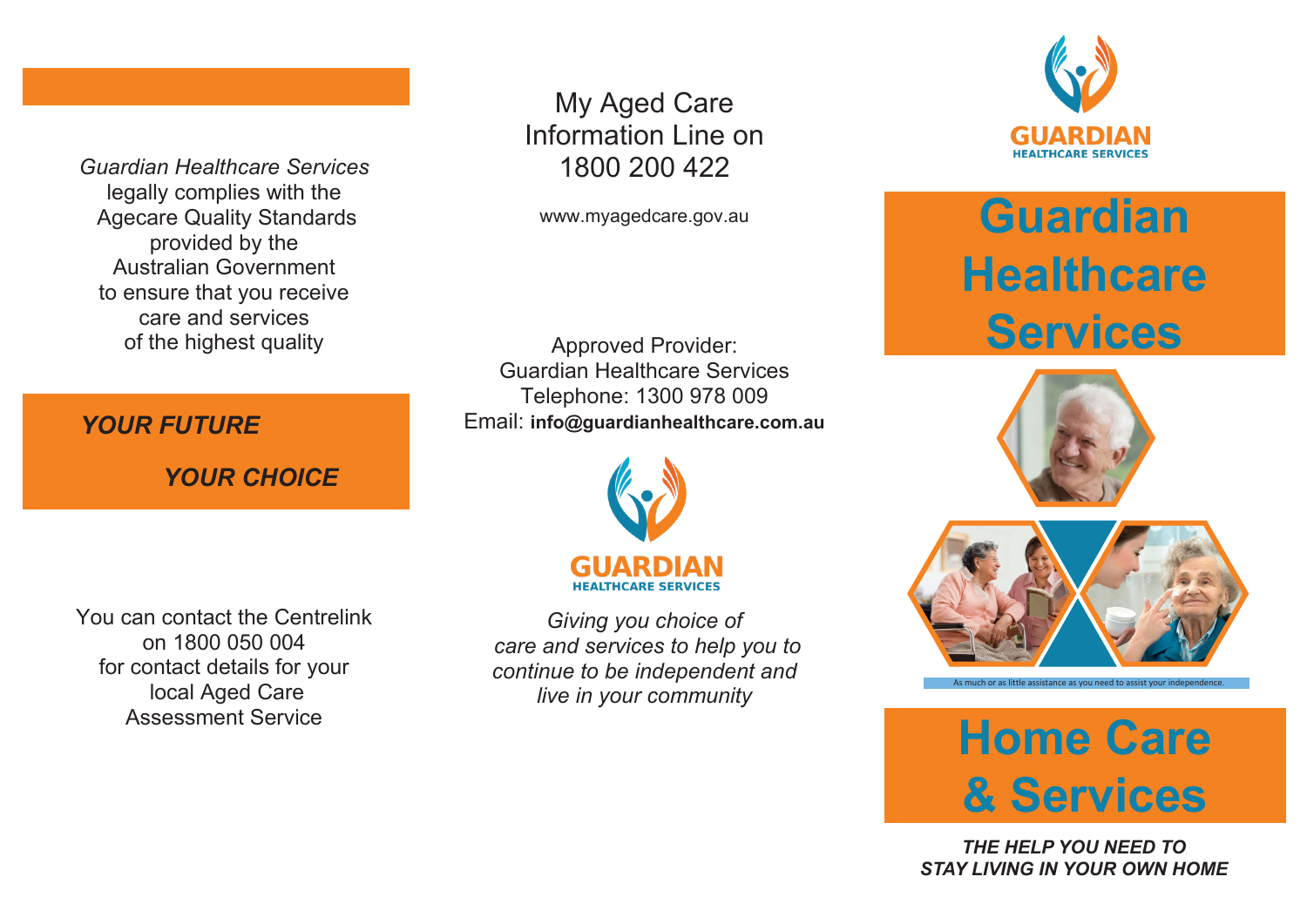*Guardian Healthcare Services* legally complies with the Agecare Quality Standards provided by the Australian Government to ensure that you receive care and services of the highest quality

***YOUR FUTURE***

***YOUR CHOICE***

You can contact the Centrelink on 1800 050 004 for contact details for your local Aged Care Assessment Service

My Aged Care Information Line on 1800 200 422

www.myagedcare.gov.au

Approved Provider:
Guardian Healthcare Services
Telephone: 1300 978 009
Email: **info@guardianhealthcare.com.au**

GUARDIAN
HEALTHCARE SERVICES

*Giving you choice of care and services to help you to continue to be independent and live in your community*

GUARDIAN
HEALTHCARE SERVICES

# Guardian Healthcare Services

As much or as little assistance as you need to assist your independence.

# Home Care & Services

***THE HELP YOU NEED TO STAY LIVING IN YOUR OWN HOME***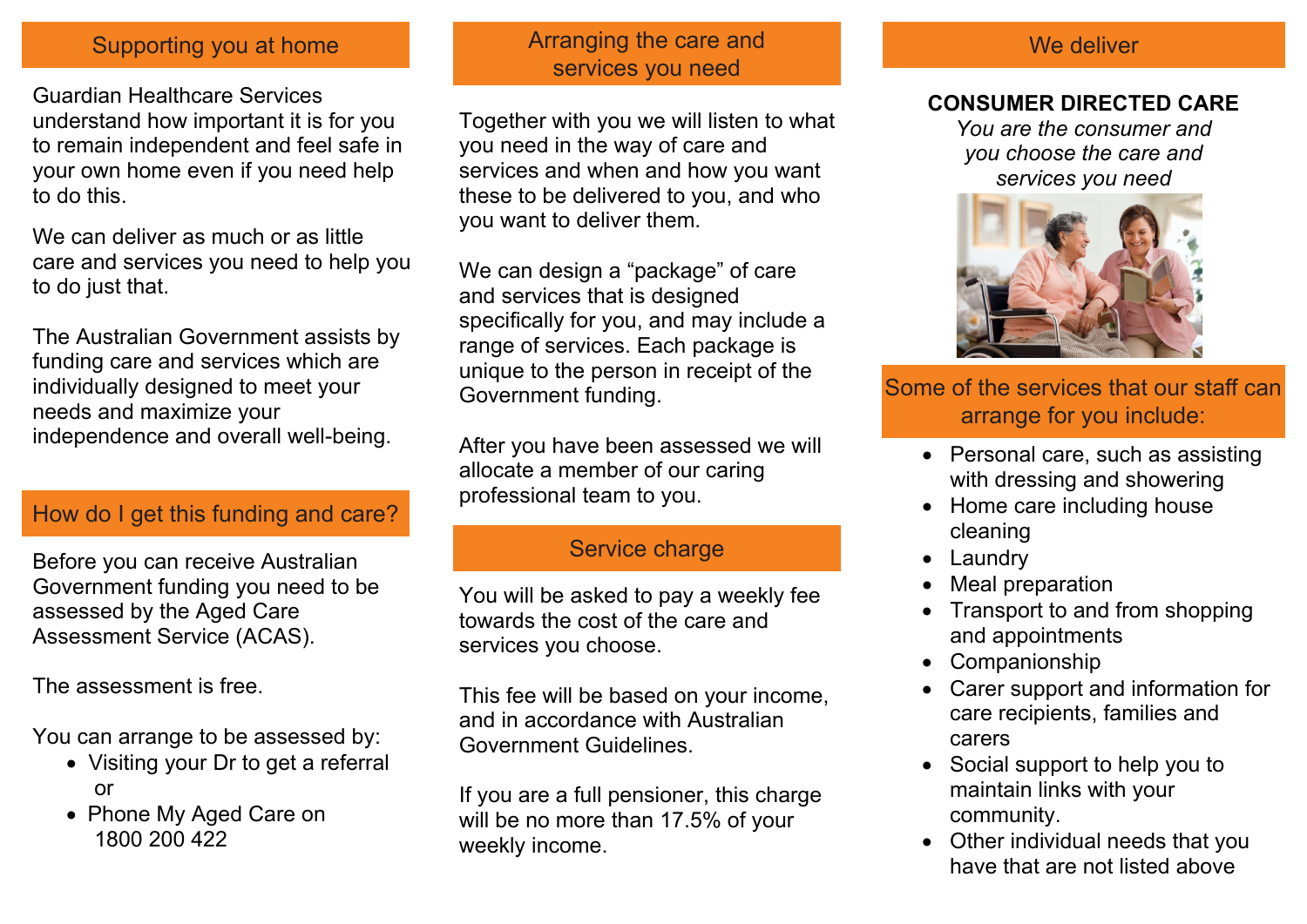## Supporting you at home

Guardian Healthcare Services understand how important it is for you to remain independent and feel safe in your own home even if you need help to do this.

We can deliver as much or as little care and services you need to help you to do just that.

The Australian Government assists by funding care and services which are individually designed to meet your needs and maximize your independence and overall well-being.

## How do I get this funding and care?

Before you can receive Australian Government funding you need to be assessed by the Aged Care Assessment Service (ACAS).

The assessment is free.

You can arrange to be assessed by:

- Visiting your Dr to get a referral or
- Phone My Aged Care on 1800 200 422

## Arranging the care and services you need

Together with you we will listen to what you need in the way of care and services and when and how you want these to be delivered to you, and who you want to deliver them.

We can design a “package” of care and services that is designed specifically for you, and may include a range of services. Each package is unique to the person in receipt of the Government funding.

After you have been assessed we will allocate a member of our caring professional team to you.

## Service charge

You will be asked to pay a weekly fee towards the cost of the care and services you choose.

This fee will be based on your income, and in accordance with Australian Government Guidelines.

If you are a full pensioner, this charge will be no more than 17.5% of your weekly income.

## We deliver

**CONSUMER DIRECTED CARE**

*You are the consumer and you choose the care and services you need*

## Some of the services that our staff can arrange for you include:

- Personal care, such as assisting with dressing and showering
- Home care including house cleaning
- Laundry
- Meal preparation
- Transport to and from shopping and appointments
- Companionship
- Carer support and information for care recipients, families and carers
- Social support to help you to maintain links with your community.
- Other individual needs that you have that are not listed above